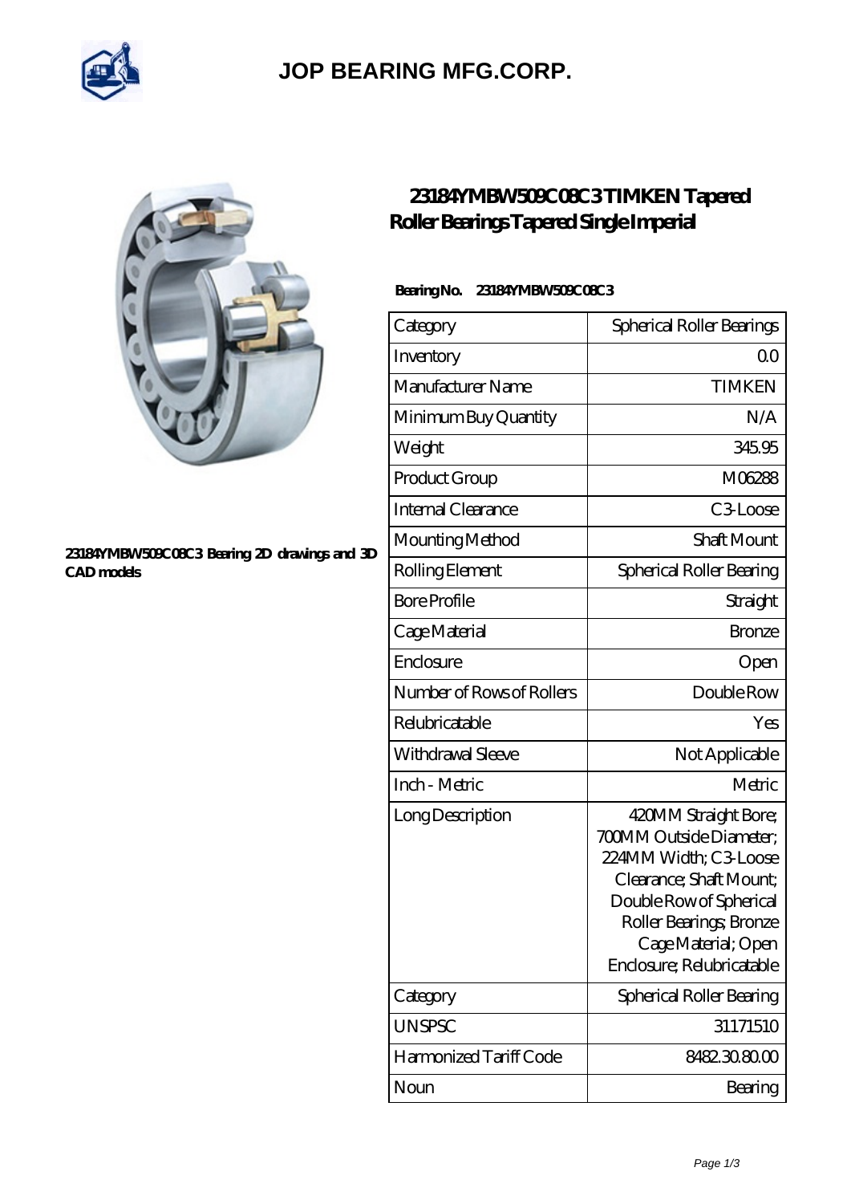# JOP BEARING MFG.CORP.

23184YMBW509C08C3 Bearing 2D drawings and 3D CAD models

## 23184YMBW509C08C3 TIMKEN Tapered Roller Bearings Tapered Single Imperial

**Bearing No. 23184YMBW509C08C3**

| Category | Spherical Roller Bearings |
|---|---|
| Inventory | 0.0 |
| Manufacturer Name | TIMKEN |
| Minimum Buy Quantity | N/A |
| Weight | 345.95 |
| Product Group | M06288 |
| Internal Clearance | C3-Loose |
| Mounting Method | Shaft Mount |
| Rolling Element | Spherical Roller Bearing |
| Bore Profile | Straight |
| Cage Material | Bronze |
| Enclosure | Open |
| Number of Rows of Rollers | Double Row |
| Relubricatable | Yes |
| Withdrawal Sleeve | Not Applicable |
| Inch - Metric | Metric |
| Long Description | 420MM Straight Bore; 700MM Outside Diameter; 224MM Width; C3-Loose Clearance; Shaft Mount; Double Row of Spherical Roller Bearings; Bronze Cage Material; Open Enclosure; Relubricatable |
| Category | Spherical Roller Bearing |
| UNSPSC | 31171510 |
| Harmonized Tariff Code | 8482.30.80.00 |
| Noun | Bearing |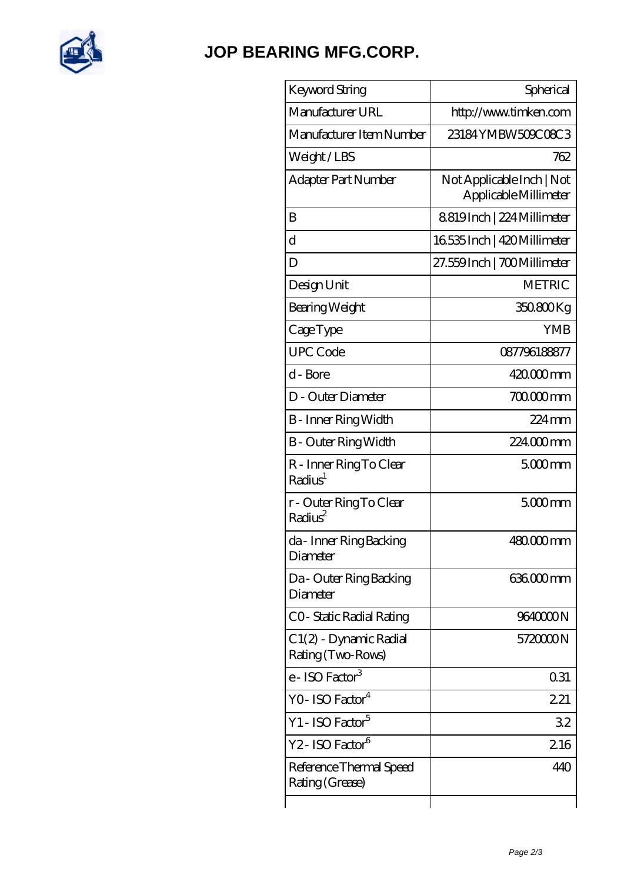# JOP BEARING MFG.CORP.

| Keyword String | Spherical |
|---|---|
| Manufacturer URL | http://www.timken.com |
| Manufacturer Item Number | 23184 YMBW509C08C3 |
| Weight / LBS | 762 |
| Adapter Part Number | Not Applicable Inch \| Not Applicable Millimeter |
| B | 8.819 Inch \| 224 Millimeter |
| d | 16.535 Inch \| 420 Millimeter |
| D | 27.559 Inch \| 700 Millimeter |
| Design Unit | METRIC |
| Bearing Weight | 350.800 Kg |
| Cage Type | YMB |
| UPC Code | 087796188877 |
| d - Bore | 420.000 mm |
| D - Outer Diameter | 700.000 mm |
| B - Inner Ring Width | 224 mm |
| B - Outer Ring Width | 224.000 mm |
| R - Inner Ring To Clear Radius[1] | 5.000 mm |
| r - Outer Ring To Clear Radius[2] | 5.000 mm |
| da - Inner Ring Backing Diameter | 480.000 mm |
| Da - Outer Ring Backing Diameter | 636.000 mm |
| C0 - Static Radial Rating | 9640000 N |
| C1(2) - Dynamic Radial Rating (Two-Rows) | 5720000 N |
| e - ISO Factor[3] | 0.31 |
| Y0 - ISO Factor[4] | 2.21 |
| Y1 - ISO Factor[5] | 3.2 |
| Y2 - ISO Factor[6] | 2.16 |
| Reference Thermal Speed Rating (Grease) | 440 |
| | |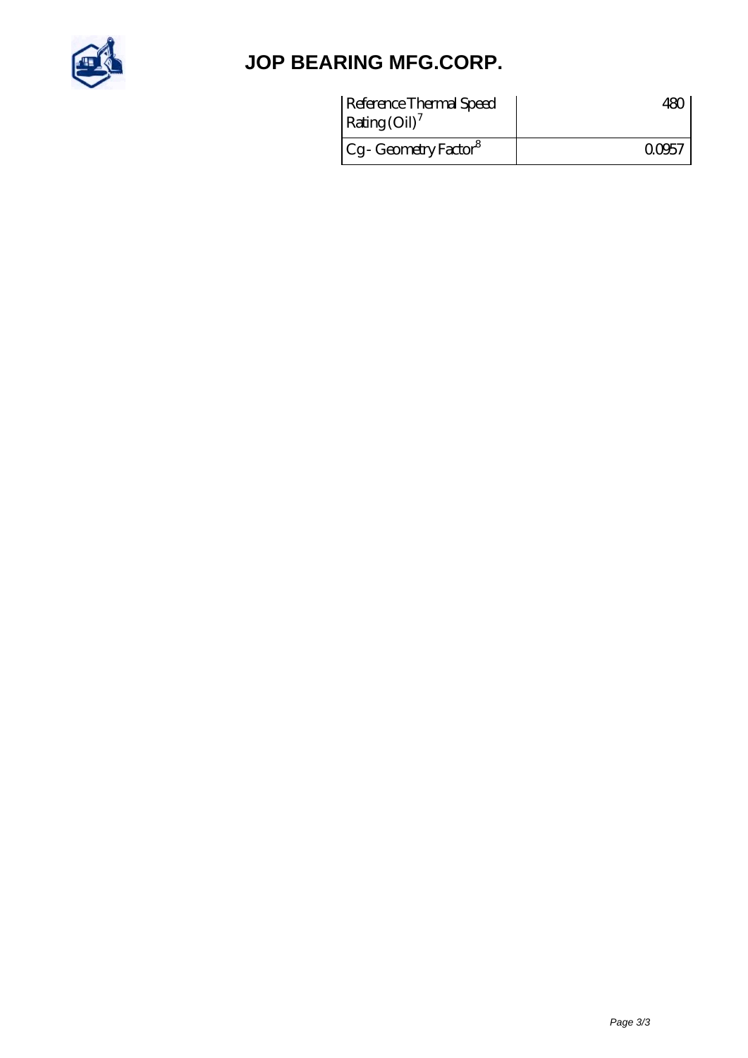# JOP BEARING MFG.CORP.

| | |
|---|---|
| Reference Thermal Speed Rating (Oil)[7] | 480 |
| Cg - Geometry Factor[8] | 0.0957 |